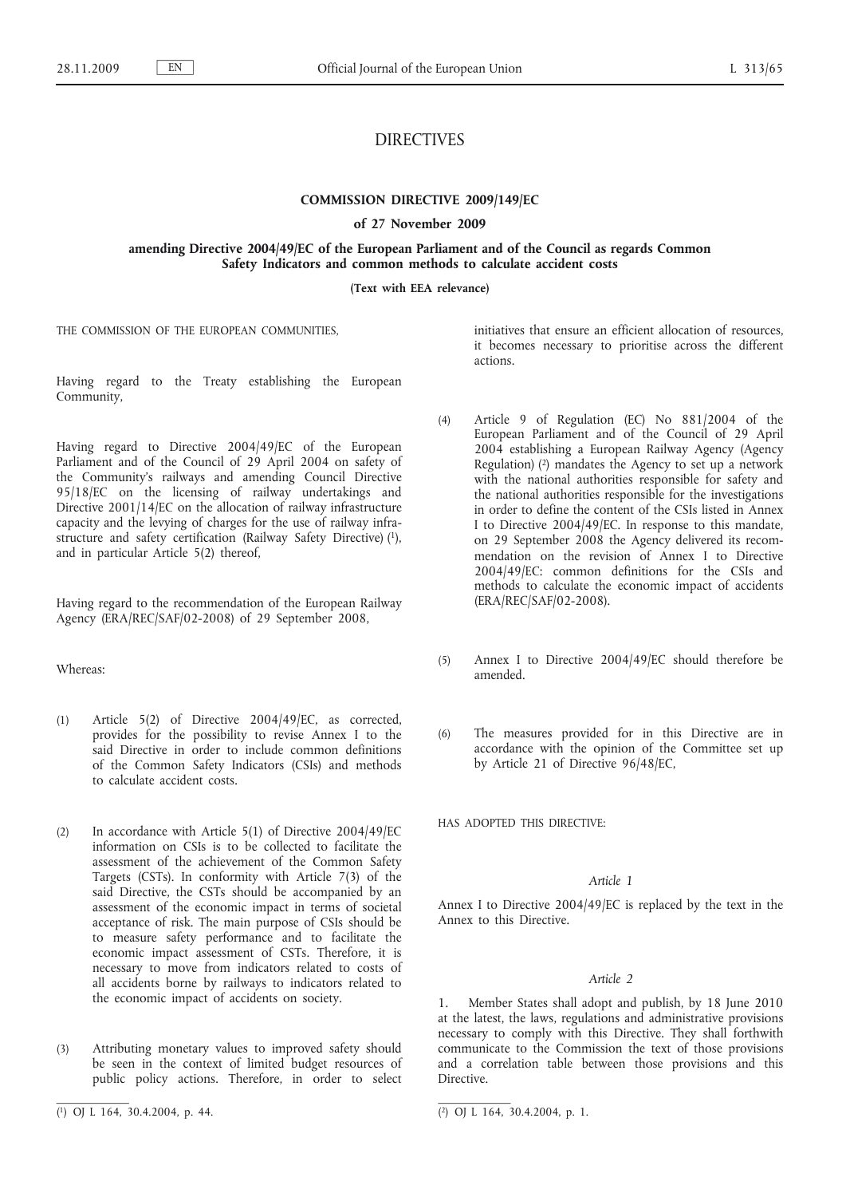# DIRECTIVES

## COMMISSION DIRECTIVE 2009/149/EC

### of 27 November 2009

### amending Directive 2004/49/EC of the European Parliament and of the Council as regards Common Safety Indicators and common methods to calculate accident costs

**(Text with EEA relevance)**

THE COMMISSION OF THE EUROPEAN COMMUNITIES,

Having regard to the Treaty establishing the European Community,

Having regard to Directive 2004/49/EC of the European Parliament and of the Council of 29 April 2004 on safety of the Community's railways and amending Council Directive 95/18/EC on the licensing of railway undertakings and Directive 2001/14/EC on the allocation of railway infrastructure capacity and the levying of charges for the use of railway infrastructure and safety certification (Railway Safety Directive) [1], and in particular Article 5(2) thereof,

Having regard to the recommendation of the European Railway Agency (ERA/REC/SAF/02-2008) of 29 September 2008,

Whereas:

(1) Article 5(2) of Directive 2004/49/EC, as corrected, provides for the possibility to revise Annex I to the said Directive in order to include common definitions of the Common Safety Indicators (CSIs) and methods to calculate accident costs.

(2) In accordance with Article 5(1) of Directive 2004/49/EC information on CSIs is to be collected to facilitate the assessment of the achievement of the Common Safety Targets (CSTs). In conformity with Article 7(3) of the said Directive, the CSTs should be accompanied by an assessment of the economic impact in terms of societal acceptance of risk. The main purpose of CSIs should be to measure safety performance and to facilitate the economic impact assessment of CSTs. Therefore, it is necessary to move from indicators related to costs of all accidents borne by railways to indicators related to the economic impact of accidents on society.

(3) Attributing monetary values to improved safety should be seen in the context of limited budget resources of public policy actions. Therefore, in order to select initiatives that ensure an efficient allocation of resources, it becomes necessary to prioritise across the different actions.

(4) Article 9 of Regulation (EC) No 881/2004 of the European Parliament and of the Council of 29 April 2004 establishing a European Railway Agency (Agency Regulation) [2] mandates the Agency to set up a network with the national authorities responsible for safety and the national authorities responsible for the investigations in order to define the content of the CSIs listed in Annex I to Directive 2004/49/EC. In response to this mandate, on 29 September 2008 the Agency delivered its recommendation on the revision of Annex I to Directive 2004/49/EC: common definitions for the CSIs and methods to calculate the economic impact of accidents (ERA/REC/SAF/02-2008).

(5) Annex I to Directive 2004/49/EC should therefore be amended.

(6) The measures provided for in this Directive are in accordance with the opinion of the Committee set up by Article 21 of Directive 96/48/EC,

HAS ADOPTED THIS DIRECTIVE:

*Article 1*

Annex I to Directive 2004/49/EC is replaced by the text in the Annex to this Directive.

*Article 2*

1. Member States shall adopt and publish, by 18 June 2010 at the latest, the laws, regulations and administrative provisions necessary to comply with this Directive. They shall forthwith communicate to the Commission the text of those provisions and a correlation table between those provisions and this Directive.

---

[1] OJ L 164, 30.4.2004, p. 44.

[2] OJ L 164, 30.4.2004, p. 1.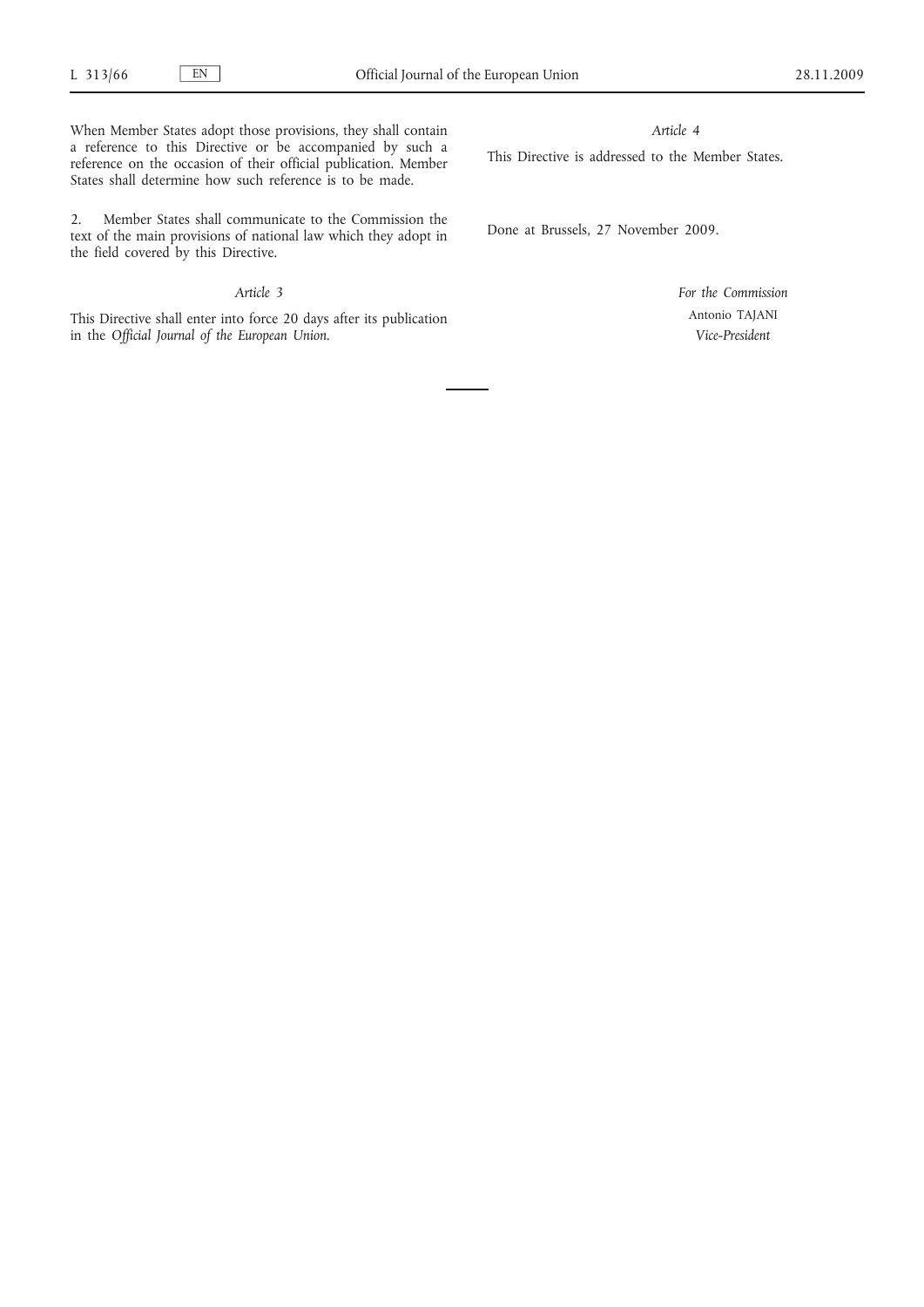When Member States adopt those provisions, they shall contain a reference to this Directive or be accompanied by such a reference on the occasion of their official publication. Member States shall determine how such reference is to be made.

2. Member States shall communicate to the Commission the text of the main provisions of national law which they adopt in the field covered by this Directive.

*Article 3*

This Directive shall enter into force 20 days after its publication in the *Official Journal of the European Union*.

*Article 4*

This Directive is addressed to the Member States.

Done at Brussels, 27 November 2009.

*For the Commission*

Antonio TAJANI

*Vice-President*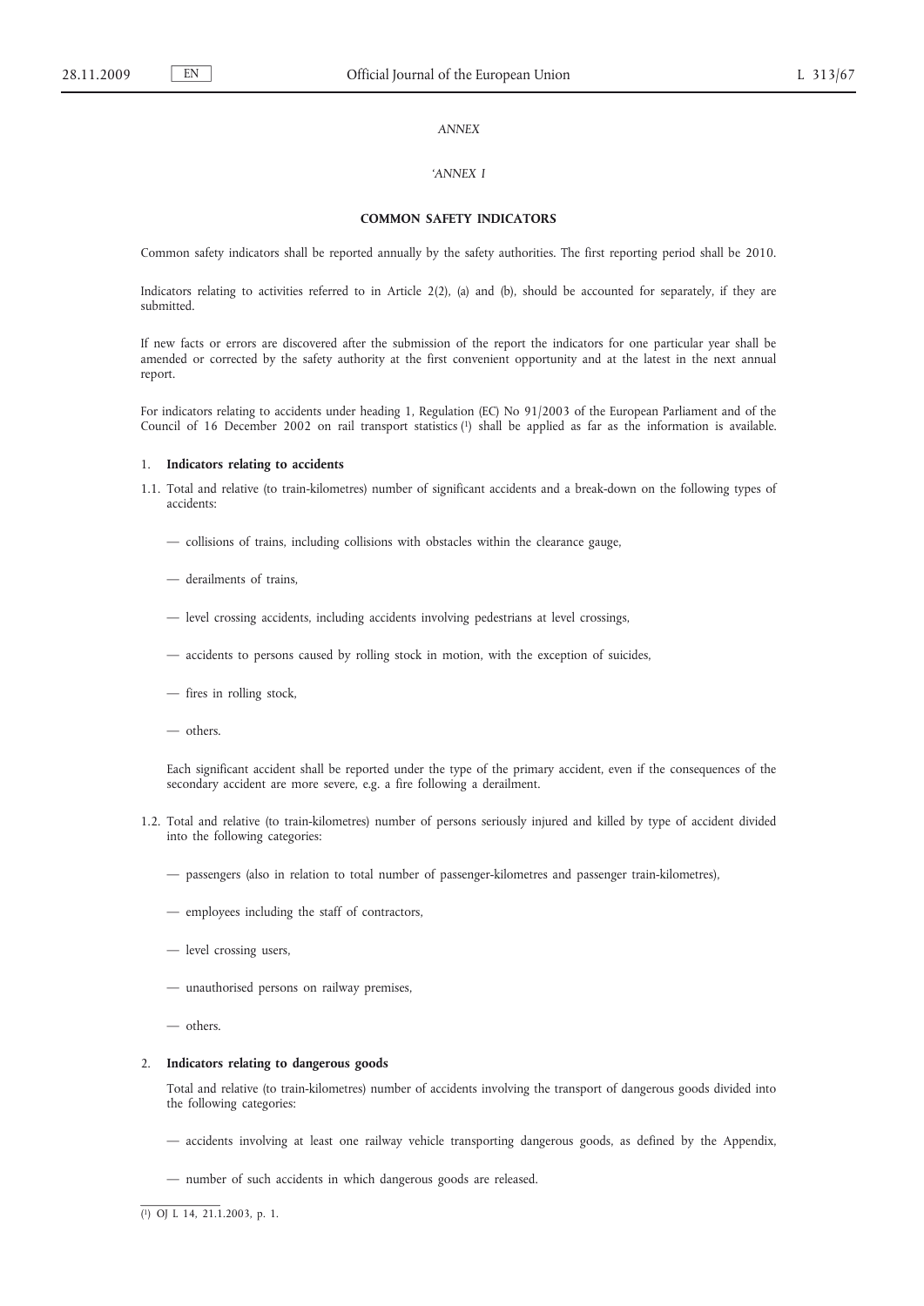*ANNEX*

*'ANNEX I*

**COMMON SAFETY INDICATORS**

Common safety indicators shall be reported annually by the safety authorities. The first reporting period shall be 2010.

Indicators relating to activities referred to in Article 2(2), (a) and (b), should be accounted for separately, if they are submitted.

If new facts or errors are discovered after the submission of the report the indicators for one particular year shall be amended or corrected by the safety authority at the first convenient opportunity and at the latest in the next annual report.

For indicators relating to accidents under heading 1, Regulation (EC) No 91/2003 of the European Parliament and of the Council of 16 December 2002 on rail transport statistics [1] shall be applied as far as the information is available.

1. **Indicators relating to accidents**

1.1. Total and relative (to train-kilometres) number of significant accidents and a break-down on the following types of accidents:

— collisions of trains, including collisions with obstacles within the clearance gauge,

— derailments of trains,

— level crossing accidents, including accidents involving pedestrians at level crossings,

— accidents to persons caused by rolling stock in motion, with the exception of suicides,

— fires in rolling stock,

— others.

Each significant accident shall be reported under the type of the primary accident, even if the consequences of the secondary accident are more severe, e.g. a fire following a derailment.

1.2. Total and relative (to train-kilometres) number of persons seriously injured and killed by type of accident divided into the following categories:

— passengers (also in relation to total number of passenger-kilometres and passenger train-kilometres),

— employees including the staff of contractors,

— level crossing users,

— unauthorised persons on railway premises,

— others.

2. **Indicators relating to dangerous goods**

Total and relative (to train-kilometres) number of accidents involving the transport of dangerous goods divided into the following categories:

— accidents involving at least one railway vehicle transporting dangerous goods, as defined by the Appendix,

— number of such accidents in which dangerous goods are released.

[1] OJ L 14, 21.1.2003, p. 1.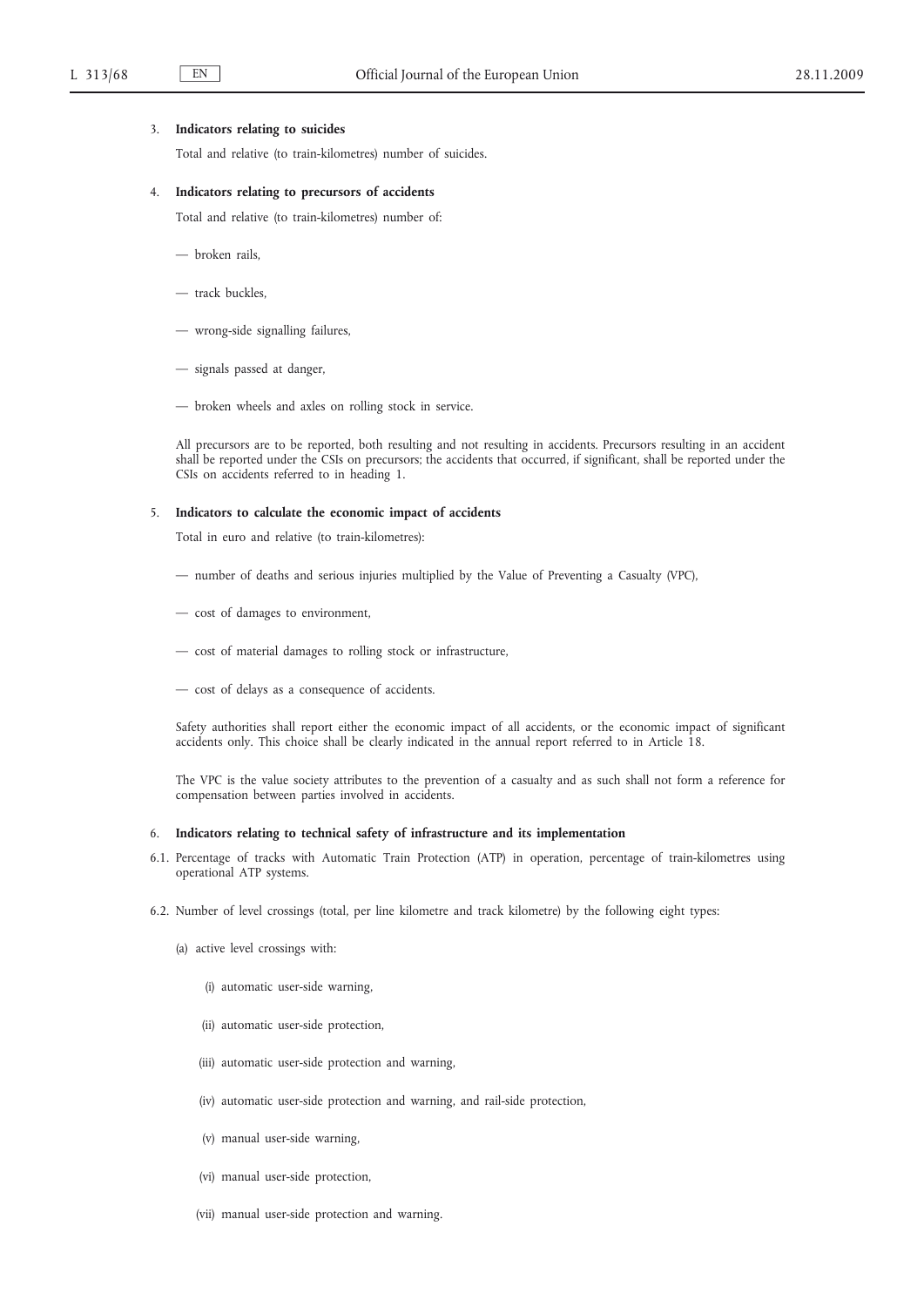3. **Indicators relating to suicides**

   Total and relative (to train-kilometres) number of suicides.

4. **Indicators relating to precursors of accidents**

   Total and relative (to train-kilometres) number of:

   — broken rails,

   — track buckles,

   — wrong-side signalling failures,

   — signals passed at danger,

   — broken wheels and axles on rolling stock in service.

   All precursors are to be reported, both resulting and not resulting in accidents. Precursors resulting in an accident shall be reported under the CSIs on precursors; the accidents that occurred, if significant, shall be reported under the CSIs on accidents referred to in heading 1.

5. **Indicators to calculate the economic impact of accidents**

   Total in euro and relative (to train-kilometres):

   — number of deaths and serious injuries multiplied by the Value of Preventing a Casualty (VPC),

   — cost of damages to environment,

   — cost of material damages to rolling stock or infrastructure,

   — cost of delays as a consequence of accidents.

   Safety authorities shall report either the economic impact of all accidents, or the economic impact of significant accidents only. This choice shall be clearly indicated in the annual report referred to in Article 18.

   The VPC is the value society attributes to the prevention of a casualty and as such shall not form a reference for compensation between parties involved in accidents.

6. **Indicators relating to technical safety of infrastructure and its implementation**

6.1. Percentage of tracks with Automatic Train Protection (ATP) in operation, percentage of train-kilometres using operational ATP systems.

6.2. Number of level crossings (total, per line kilometre and track kilometre) by the following eight types:

   (a) active level crossings with:

      (i) automatic user-side warning,

      (ii) automatic user-side protection,

      (iii) automatic user-side protection and warning,

      (iv) automatic user-side protection and warning, and rail-side protection,

      (v) manual user-side warning,

      (vi) manual user-side protection,

      (vii) manual user-side protection and warning.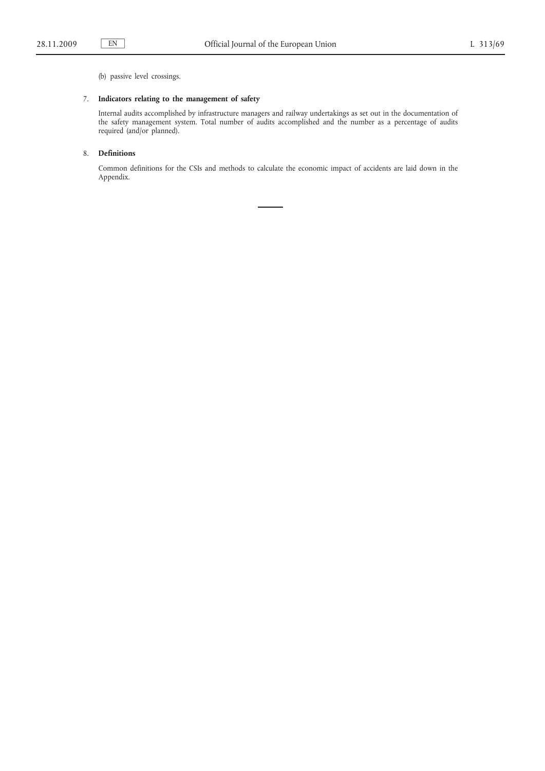(b) passive level crossings.

7. **Indicators relating to the management of safety**

   Internal audits accomplished by infrastructure managers and railway undertakings as set out in the documentation of the safety management system. Total number of audits accomplished and the number as a percentage of audits required (and/or planned).

8. **Definitions**

   Common definitions for the CSIs and methods to calculate the economic impact of accidents are laid down in the Appendix.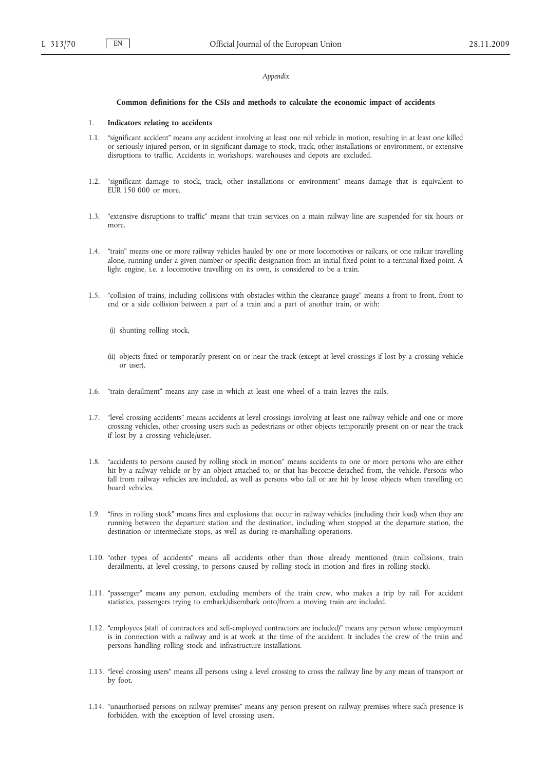*Appendix*

**Common definitions for the CSIs and methods to calculate the economic impact of accidents**

1. **Indicators relating to accidents**

1.1. "significant accident" means any accident involving at least one rail vehicle in motion, resulting in at least one killed or seriously injured person, or in significant damage to stock, track, other installations or environment, or extensive disruptions to traffic. Accidents in workshops, warehouses and depots are excluded.

1.2. "significant damage to stock, track, other installations or environment" means damage that is equivalent to EUR 150 000 or more.

1.3. "extensive disruptions to traffic" means that train services on a main railway line are suspended for six hours or more.

1.4. "train" means one or more railway vehicles hauled by one or more locomotives or railcars, or one railcar travelling alone, running under a given number or specific designation from an initial fixed point to a terminal fixed point. A light engine, i.e. a locomotive travelling on its own, is considered to be a train.

1.5. "collision of trains, including collisions with obstacles within the clearance gauge" means a front to front, front to end or a side collision between a part of a train and a part of another train, or with:

(i) shunting rolling stock,

(ii) objects fixed or temporarily present on or near the track (except at level crossings if lost by a crossing vehicle or user).

1.6. "train derailment" means any case in which at least one wheel of a train leaves the rails.

1.7. "level crossing accidents" means accidents at level crossings involving at least one railway vehicle and one or more crossing vehicles, other crossing users such as pedestrians or other objects temporarily present on or near the track if lost by a crossing vehicle/user.

1.8. "accidents to persons caused by rolling stock in motion" means accidents to one or more persons who are either hit by a railway vehicle or by an object attached to, or that has become detached from, the vehicle. Persons who fall from railway vehicles are included, as well as persons who fall or are hit by loose objects when travelling on board vehicles.

1.9. "fires in rolling stock" means fires and explosions that occur in railway vehicles (including their load) when they are running between the departure station and the destination, including when stopped at the departure station, the destination or intermediate stops, as well as during re-marshalling operations.

1.10. "other types of accidents" means all accidents other than those already mentioned (train collisions, train derailments, at level crossing, to persons caused by rolling stock in motion and fires in rolling stock).

1.11. "passenger" means any person, excluding members of the train crew, who makes a trip by rail. For accident statistics, passengers trying to embark/disembark onto/from a moving train are included.

1.12. "employees (staff of contractors and self-employed contractors are included)" means any person whose employment is in connection with a railway and is at work at the time of the accident. It includes the crew of the train and persons handling rolling stock and infrastructure installations.

1.13. "level crossing users" means all persons using a level crossing to cross the railway line by any mean of transport or by foot.

1.14. "unauthorised persons on railway premises" means any person present on railway premises where such presence is forbidden, with the exception of level crossing users.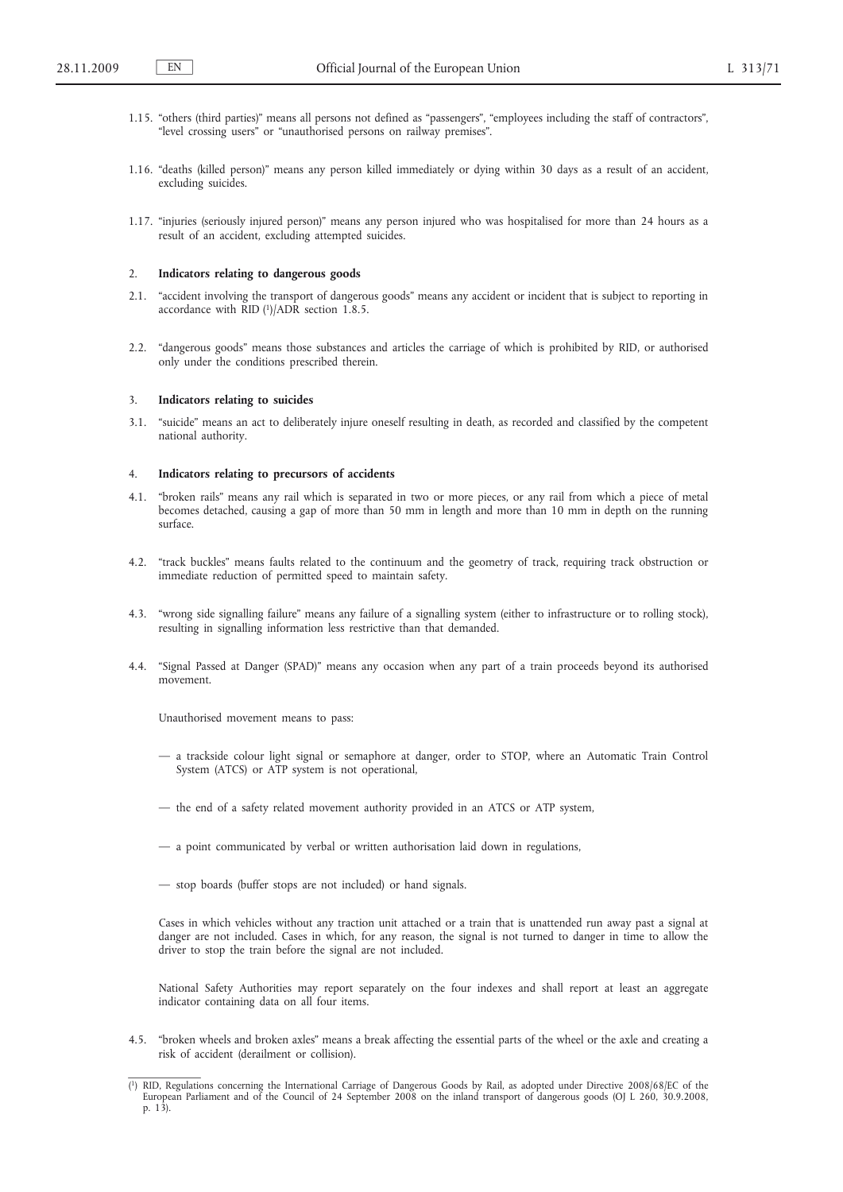1.15. "others (third parties)" means all persons not defined as "passengers", "employees including the staff of contractors", "level crossing users" or "unauthorised persons on railway premises".

1.16. "deaths (killed person)" means any person killed immediately or dying within 30 days as a result of an accident, excluding suicides.

1.17. "injuries (seriously injured person)" means any person injured who was hospitalised for more than 24 hours as a result of an accident, excluding attempted suicides.

2. **Indicators relating to dangerous goods**

2.1. "accident involving the transport of dangerous goods" means any accident or incident that is subject to reporting in accordance with RID [1]/ADR section 1.8.5.

2.2. "dangerous goods" means those substances and articles the carriage of which is prohibited by RID, or authorised only under the conditions prescribed therein.

3. **Indicators relating to suicides**

3.1. "suicide" means an act to deliberately injure oneself resulting in death, as recorded and classified by the competent national authority.

4. **Indicators relating to precursors of accidents**

4.1. "broken rails" means any rail which is separated in two or more pieces, or any rail from which a piece of metal becomes detached, causing a gap of more than 50 mm in length and more than 10 mm in depth on the running surface.

4.2. "track buckles" means faults related to the continuum and the geometry of track, requiring track obstruction or immediate reduction of permitted speed to maintain safety.

4.3. "wrong side signalling failure" means any failure of a signalling system (either to infrastructure or to rolling stock), resulting in signalling information less restrictive than that demanded.

4.4. "Signal Passed at Danger (SPAD)" means any occasion when any part of a train proceeds beyond its authorised movement.

Unauthorised movement means to pass:

— a trackside colour light signal or semaphore at danger, order to STOP, where an Automatic Train Control System (ATCS) or ATP system is not operational,

— the end of a safety related movement authority provided in an ATCS or ATP system,

— a point communicated by verbal or written authorisation laid down in regulations,

— stop boards (buffer stops are not included) or hand signals.

Cases in which vehicles without any traction unit attached or a train that is unattended run away past a signal at danger are not included. Cases in which, for any reason, the signal is not turned to danger in time to allow the driver to stop the train before the signal are not included.

National Safety Authorities may report separately on the four indexes and shall report at least an aggregate indicator containing data on all four items.

4.5. "broken wheels and broken axles" means a break affecting the essential parts of the wheel or the axle and creating a risk of accident (derailment or collision).

---

[1] RID, Regulations concerning the International Carriage of Dangerous Goods by Rail, as adopted under Directive 2008/68/EC of the European Parliament and of the Council of 24 September 2008 on the inland transport of dangerous goods (OJ L 260, 30.9.2008, p. 13).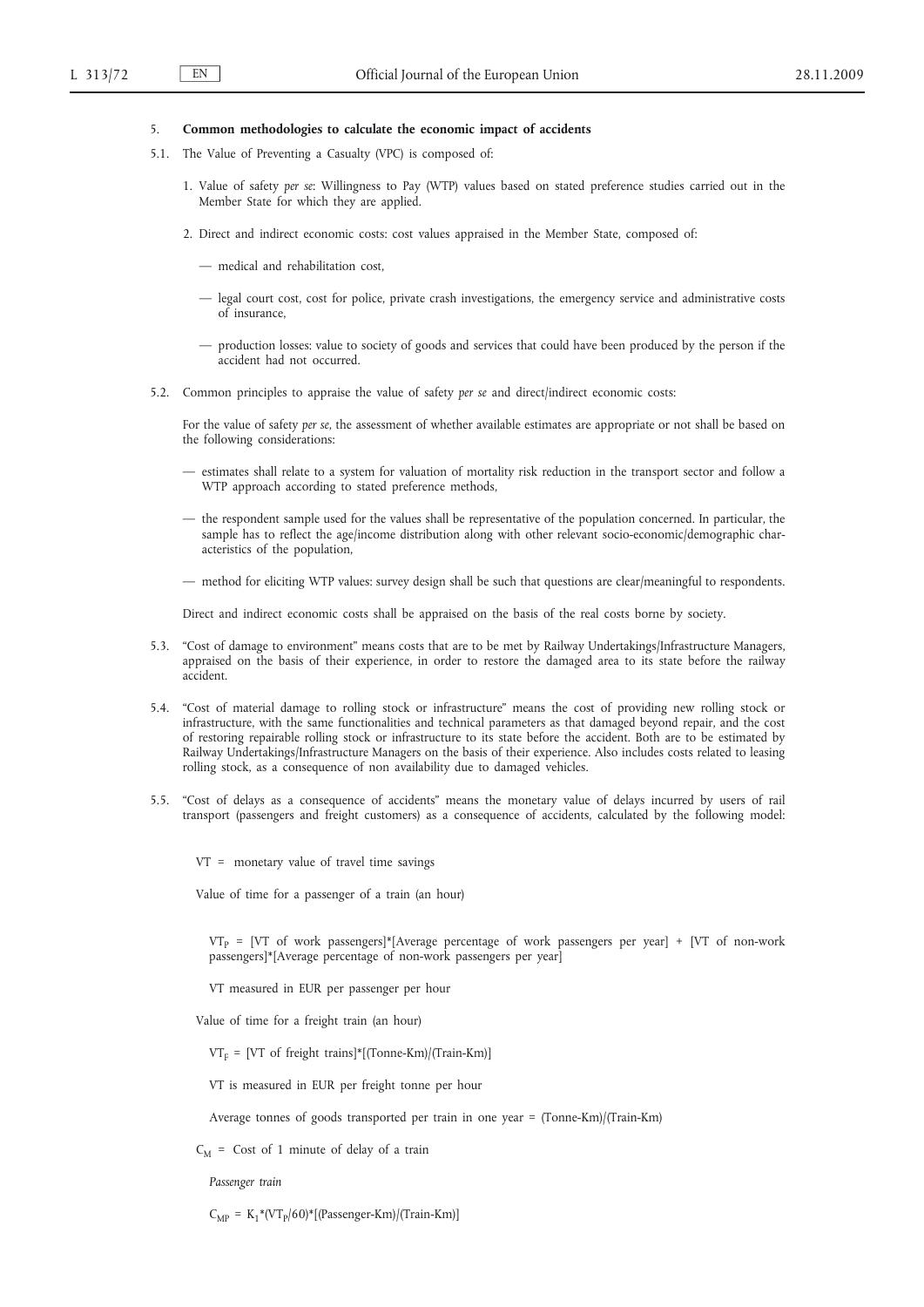## 5. **Common methodologies to calculate the economic impact of accidents**

5.1. The Value of Preventing a Casualty (VPC) is composed of:

1. Value of safety *per se*: Willingness to Pay (WTP) values based on stated preference studies carried out in the Member State for which they are applied.

2. Direct and indirect economic costs: cost values appraised in the Member State, composed of:

   — medical and rehabilitation cost,

   — legal court cost, cost for police, private crash investigations, the emergency service and administrative costs of insurance,

   — production losses: value to society of goods and services that could have been produced by the person if the accident had not occurred.

5.2. Common principles to appraise the value of safety *per se* and direct/indirect economic costs:

For the value of safety *per se*, the assessment of whether available estimates are appropriate or not shall be based on the following considerations:

— estimates shall relate to a system for valuation of mortality risk reduction in the transport sector and follow a WTP approach according to stated preference methods,

— the respondent sample used for the values shall be representative of the population concerned. In particular, the sample has to reflect the age/income distribution along with other relevant socio-economic/demographic characteristics of the population,

— method for eliciting WTP values: survey design shall be such that questions are clear/meaningful to respondents.

Direct and indirect economic costs shall be appraised on the basis of the real costs borne by society.

5.3. "Cost of damage to environment" means costs that are to be met by Railway Undertakings/Infrastructure Managers, appraised on the basis of their experience, in order to restore the damaged area to its state before the railway accident.

5.4. "Cost of material damage to rolling stock or infrastructure" means the cost of providing new rolling stock or infrastructure, with the same functionalities and technical parameters as that damaged beyond repair, and the cost of restoring repairable rolling stock or infrastructure to its state before the accident. Both are to be estimated by Railway Undertakings/Infrastructure Managers on the basis of their experience. Also includes costs related to leasing rolling stock, as a consequence of non availability due to damaged vehicles.

5.5. "Cost of delays as a consequence of accidents" means the monetary value of delays incurred by users of rail transport (passengers and freight customers) as a consequence of accidents, calculated by the following model:

VT = monetary value of travel time savings

Value of time for a passenger of a train (an hour)

$VT_P$ = [VT of work passengers]*[Average percentage of work passengers per year] + [VT of non-work passengers]*[Average percentage of non-work passengers per year]

VT measured in EUR per passenger per hour

Value of time for a freight train (an hour)

$VT_F$ = [VT of freight trains]*[(Tonne-Km)/(Train-Km)]

VT is measured in EUR per freight tonne per hour

Average tonnes of goods transported per train in one year = (Tonne-Km)/(Train-Km)

$C_M$ = Cost of 1 minute of delay of a train

*Passenger train*

$C_{MP} = K_1*(VT_P/60)*[(Passenger\text{-}Km)/(Train\text{-}Km)]$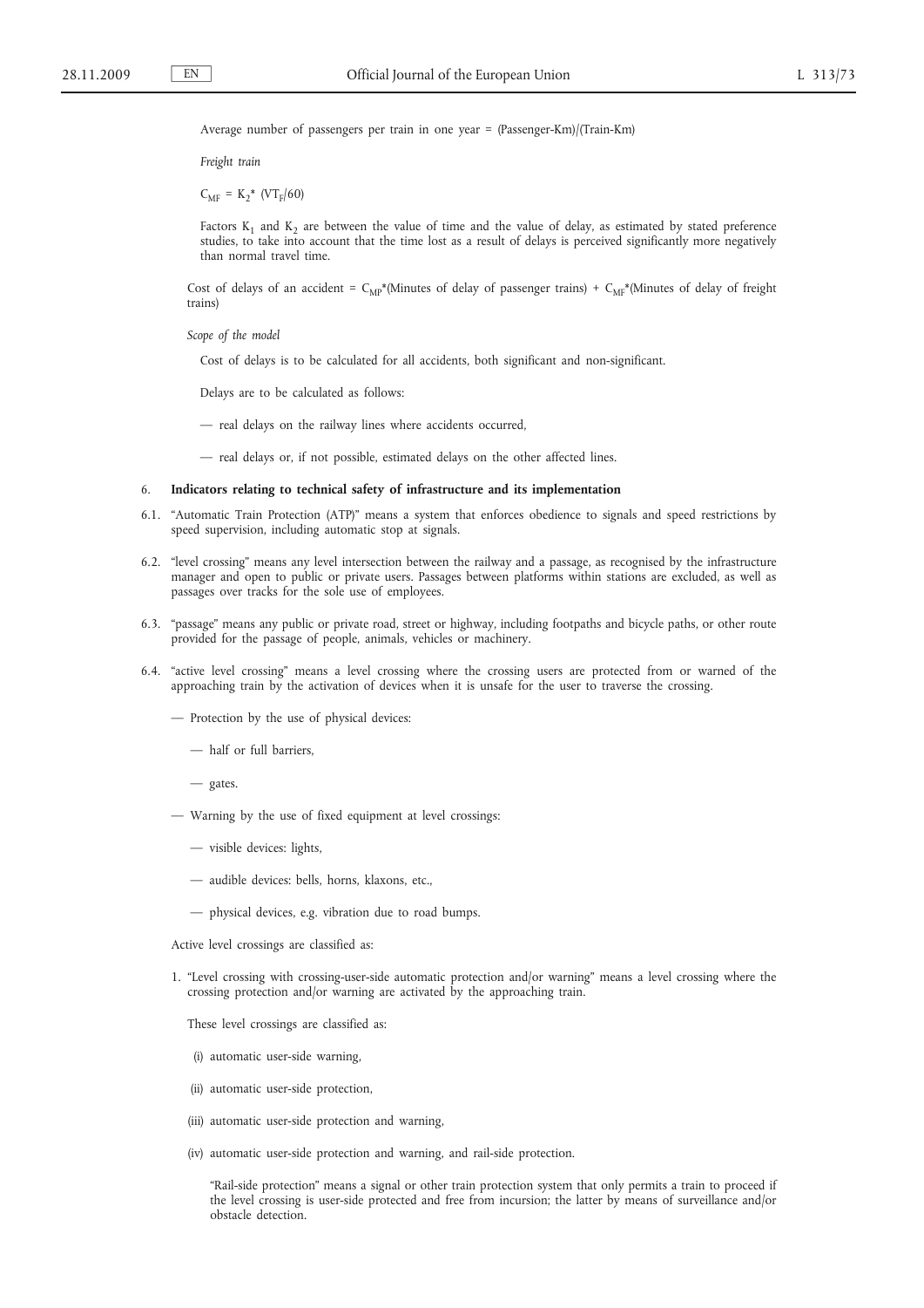Average number of passengers per train in one year = (Passenger-Km)/(Train-Km)

*Freight train*

$C_{MF} = K_2 * (VT_F/60)$

Factors $K_1$ and $K_2$ are between the value of time and the value of delay, as estimated by stated preference studies, to take into account that the time lost as a result of delays is perceived significantly more negatively than normal travel time.

Cost of delays of an accident = $C_{MP}$*(Minutes of delay of passenger trains) + $C_{MF}$*(Minutes of delay of freight trains)

*Scope of the model*

Cost of delays is to be calculated for all accidents, both significant and non-significant.

Delays are to be calculated as follows:

— real delays on the railway lines where accidents occurred,

— real delays or, if not possible, estimated delays on the other affected lines.

6. **Indicators relating to technical safety of infrastructure and its implementation**

6.1. "Automatic Train Protection (ATP)" means a system that enforces obedience to signals and speed restrictions by speed supervision, including automatic stop at signals.

6.2. "level crossing" means any level intersection between the railway and a passage, as recognised by the infrastructure manager and open to public or private users. Passages between platforms within stations are excluded, as well as passages over tracks for the sole use of employees.

6.3. "passage" means any public or private road, street or highway, including footpaths and bicycle paths, or other route provided for the passage of people, animals, vehicles or machinery.

6.4. "active level crossing" means a level crossing where the crossing users are protected from or warned of the approaching train by the activation of devices when it is unsafe for the user to traverse the crossing.

— Protection by the use of physical devices:

  — half or full barriers,

  — gates.

— Warning by the use of fixed equipment at level crossings:

  — visible devices: lights,

  — audible devices: bells, horns, klaxons, etc.,

  — physical devices, e.g. vibration due to road bumps.

Active level crossings are classified as:

1. "Level crossing with crossing-user-side automatic protection and/or warning" means a level crossing where the crossing protection and/or warning are activated by the approaching train.

   These level crossings are classified as:

   (i) automatic user-side warning,

   (ii) automatic user-side protection,

   (iii) automatic user-side protection and warning,

   (iv) automatic user-side protection and warning, and rail-side protection.

   "Rail-side protection" means a signal or other train protection system that only permits a train to proceed if the level crossing is user-side protected and free from incursion; the latter by means of surveillance and/or obstacle detection.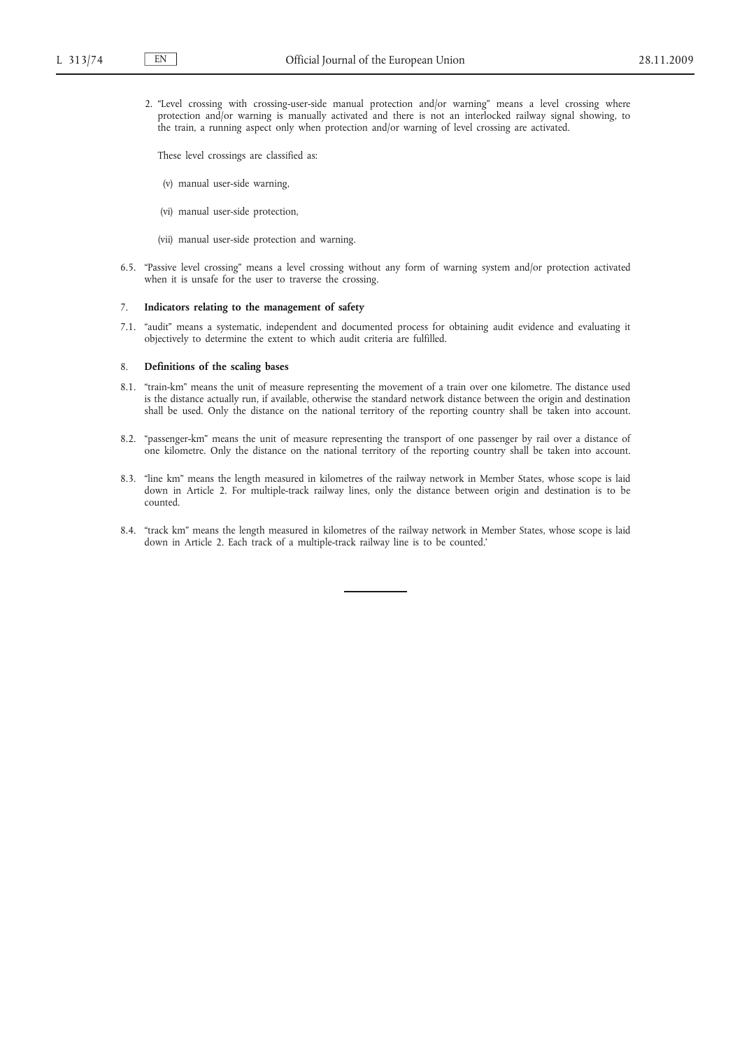2. "Level crossing with crossing-user-side manual protection and/or warning" means a level crossing where protection and/or warning is manually activated and there is not an interlocked railway signal showing, to the train, a running aspect only when protection and/or warning of level crossing are activated.

These level crossings are classified as:

(v) manual user-side warning,

(vi) manual user-side protection,

(vii) manual user-side protection and warning.

6.5. "Passive level crossing" means a level crossing without any form of warning system and/or protection activated when it is unsafe for the user to traverse the crossing.

7. **Indicators relating to the management of safety**

7.1. "audit" means a systematic, independent and documented process for obtaining audit evidence and evaluating it objectively to determine the extent to which audit criteria are fulfilled.

8. **Definitions of the scaling bases**

8.1. "train-km" means the unit of measure representing the movement of a train over one kilometre. The distance used is the distance actually run, if available, otherwise the standard network distance between the origin and destination shall be used. Only the distance on the national territory of the reporting country shall be taken into account.

8.2. "passenger-km" means the unit of measure representing the transport of one passenger by rail over a distance of one kilometre. Only the distance on the national territory of the reporting country shall be taken into account.

8.3. "line km" means the length measured in kilometres of the railway network in Member States, whose scope is laid down in Article 2. For multiple-track railway lines, only the distance between origin and destination is to be counted.

8.4. "track km" means the length measured in kilometres of the railway network in Member States, whose scope is laid down in Article 2. Each track of a multiple-track railway line is to be counted.'